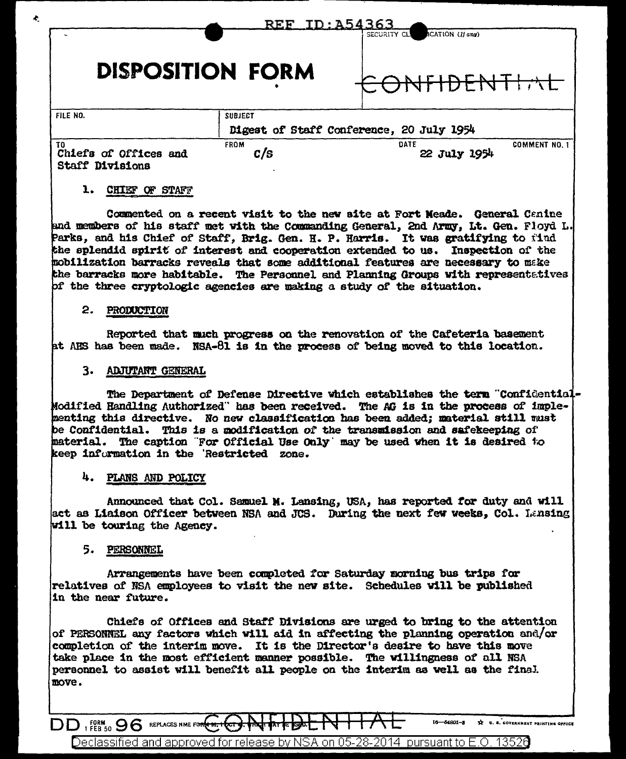REF ID:A54363

# DISPOSITION FORM

SECURITY CLASSIFICATION (If any)

CONFIDENTIAL

| FILE NO. | SUBJECT | | |
|---|---|---|---|
| | Digest of Staff Conference, 20 July 1954 | | |
| TO Chiefs of Offices and Staff Divisions | FROM C/S | DATE 22 July 1954 | COMMENT NO. 1 |

1. CHIEF OF STAFF

Commented on a recent visit to the new site at Fort Meade. General Canine and members of his staff met with the Commanding General, 2nd Army, Lt. Gen. Floyd L. Parks, and his Chief of Staff, Brig. Gen. H. P. Harris. It was gratifying to find the splendid spirit of interest and cooperation extended to us. Inspection of the mobilization barracks reveals that some additional features are necessary to make the barracks more habitable. The Personnel and Planning Groups with representatives of the three cryptologic agencies are making a study of the situation.

2. PRODUCTION

Reported that much progress on the renovation of the Cafeteria basement at AHS has been made. NSA-81 is in the process of being moved to this location.

3. ADJUTANT GENERAL

The Department of Defense Directive which establishes the term "Confidential-Modified Handling Authorized" has been received. The AG is in the process of implementing this directive. No new classification has been added; material still must be Confidential. This is a modification of the transmission and safekeeping of material. The caption "For Official Use Only" may be used when it is desired to keep information in the 'Restricted' zone.

4. PLANS AND POLICY

Announced that Col. Samuel M. Lansing, USA, has reported for duty and will act as Liaison Officer between NSA and JCS. During the next few weeks, Col. Lansing will be touring the Agency.

5. PERSONNEL

Arrangements have been completed for Saturday morning bus trips for relatives of NSA employees to visit the new site. Schedules will be published in the near future.

Chiefs of Offices and Staff Divisions are urged to bring to the attention of PERSONNEL any factors which will aid in affecting the planning operation and/or completion of the interim move. It is the Director's desire to have this move take place in the most efficient manner possible. The willingness of all NSA personnel to assist will benefit all people on the interim as well as the final move.

DD FORM 1 FEB 50 96 REPLACES NME FORM 96, 1 OCT 48, WHICH MAY BE USED.

CONFIDENTIAL

Declassified and approved for release by NSA on 05-28-2014 pursuant to E.O. 13526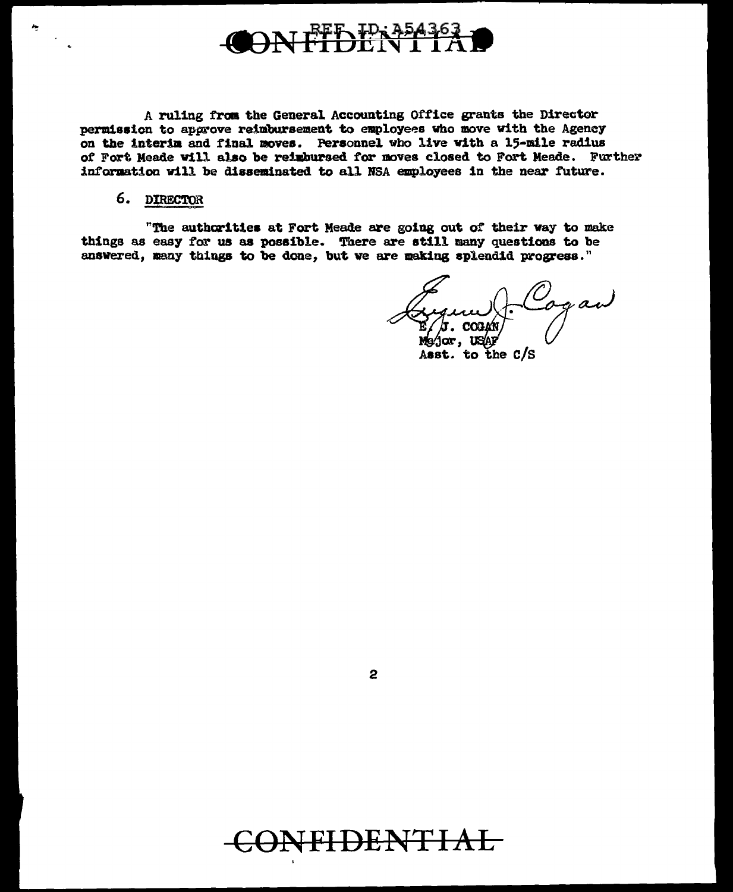CONFIDENTIAL

A ruling from the General Accounting Office grants the Director permission to approve reimbursement to employees who move with the Agency on the interim and final moves. Personnel who live with a 15-mile radius of Fort Meade will also be reimbursed for moves closed to Fort Meade. Further information will be disseminated to all NSA employees in the near future.

6. DIRECTOR

"The authorities at Fort Meade are going out of their way to make things as easy for us as possible. There are still many questions to be answered, many things to be done, but we are making splendid progress."

Eugene J. Cogan
E. J. COGAN
Major, USAF
Asst. to the C/S

CONFIDENTIAL